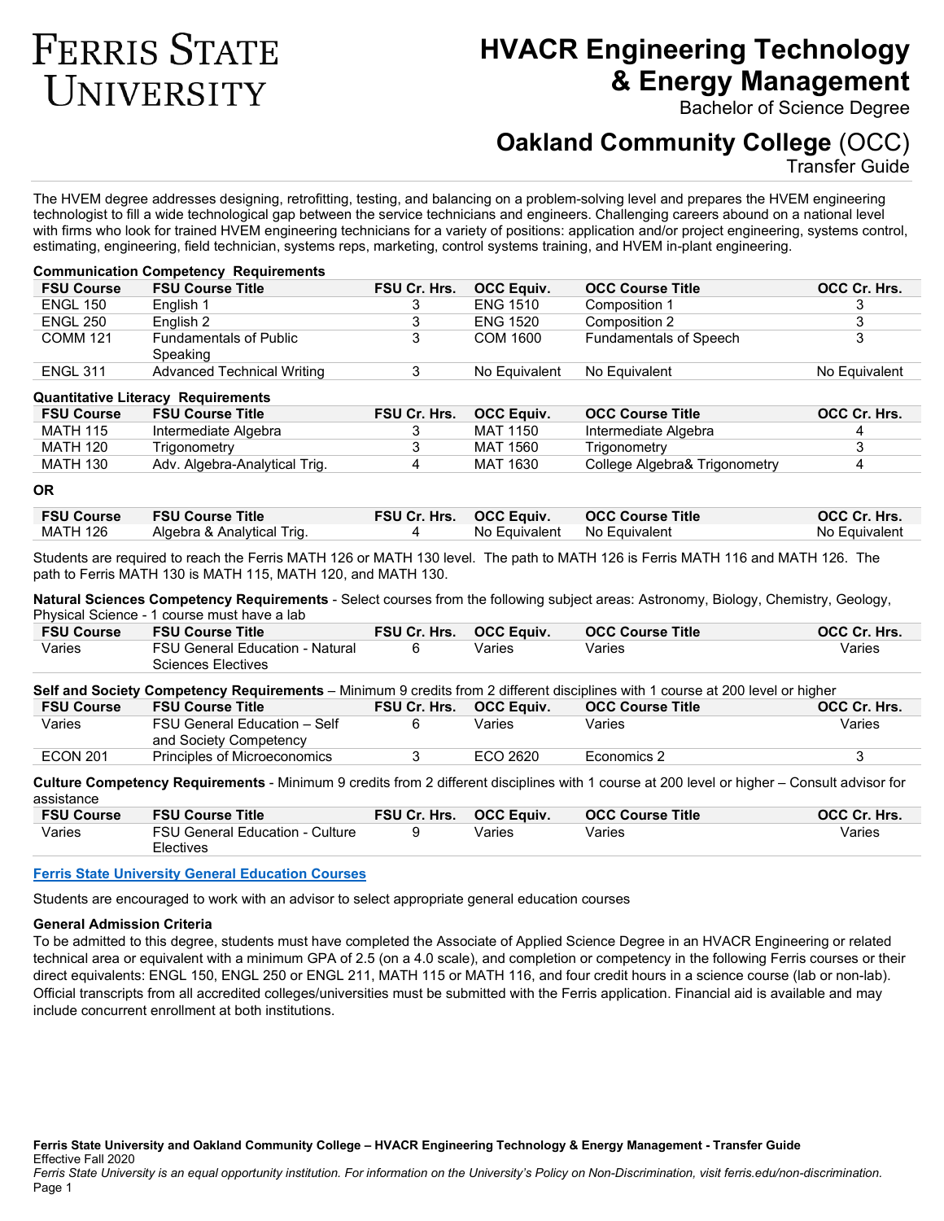# Ferris State University

# HVACR Engineering Technology & Energy Management

Bachelor of Science Degree

## Oakland Community College (OCC)

Transfer Guide

The HVEM degree addresses designing, retrofitting, testing, and balancing on a problem-solving level and prepares the HVEM engineering technologist to fill a wide technological gap between the service technicians and engineers. Challenging careers abound on a national level with firms who look for trained HVEM engineering technicians for a variety of positions: application and/or project engineering, systems control, estimating, engineering, field technician, systems reps, marketing, control systems training, and HVEM in-plant engineering.

**Communication Competency Requirements**

| FSU Course | FSU Course Title | FSU Cr. Hrs. | OCC Equiv. | OCC Course Title | OCC Cr. Hrs. |
|---|---|---|---|---|---|
| ENGL 150 | English 1 | 3 | ENG 1510 | Composition 1 | 3 |
| ENGL 250 | English 2 | 3 | ENG 1520 | Composition 2 | 3 |
| COMM 121 | Fundamentals of Public Speaking | 3 | COM 1600 | Fundamentals of Speech | 3 |
| ENGL 311 | Advanced Technical Writing | 3 | No Equivalent | No Equivalent | No Equivalent |

**Quantitative Literacy Requirements**

| FSU Course | FSU Course Title | FSU Cr. Hrs. | OCC Equiv. | OCC Course Title | OCC Cr. Hrs. |
|---|---|---|---|---|---|
| MATH 115 | Intermediate Algebra | 3 | MAT 1150 | Intermediate Algebra | 4 |
| MATH 120 | Trigonometry | 3 | MAT 1560 | Trigonometry | 3 |
| MATH 130 | Adv. Algebra-Analytical Trig. | 4 | MAT 1630 | College Algebra& Trigonometry | 4 |

**OR**

| FSU Course | FSU Course Title | FSU Cr. Hrs. | OCC Equiv. | OCC Course Title | OCC Cr. Hrs. |
|---|---|---|---|---|---|
| MATH 126 | Algebra & Analytical Trig. | 4 | No Equivalent | No Equivalent | No Equivalent |

Students are required to reach the Ferris MATH 126 or MATH 130 level. The path to MATH 126 is Ferris MATH 116 and MATH 126. The path to Ferris MATH 130 is MATH 115, MATH 120, and MATH 130.

**Natural Sciences Competency Requirements** - Select courses from the following subject areas: Astronomy, Biology, Chemistry, Geology, Physical Science - 1 course must have a lab

| FSU Course | FSU Course Title | FSU Cr. Hrs. | OCC Equiv. | OCC Course Title | OCC Cr. Hrs. |
|---|---|---|---|---|---|
| Varies | FSU General Education - Natural Sciences Electives | 6 | Varies | Varies | Varies |

**Self and Society Competency Requirements** – Minimum 9 credits from 2 different disciplines with 1 course at 200 level or higher

| FSU Course | FSU Course Title | FSU Cr. Hrs. | OCC Equiv. | OCC Course Title | OCC Cr. Hrs. |
|---|---|---|---|---|---|
| Varies | FSU General Education – Self and Society Competency | 6 | Varies | Varies | Varies |
| ECON 201 | Principles of Microeconomics | 3 | ECO 2620 | Economics 2 | 3 |

**Culture Competency Requirements** - Minimum 9 credits from 2 different disciplines with 1 course at 200 level or higher – Consult advisor for assistance

| FSU Course | FSU Course Title | FSU Cr. Hrs. | OCC Equiv. | OCC Course Title | OCC Cr. Hrs. |
|---|---|---|---|---|---|
| Varies | FSU General Education - Culture Electives | 9 | Varies | Varies | Varies |

**Ferris State University General Education Courses**

Students are encouraged to work with an advisor to select appropriate general education courses

**General Admission Criteria**

To be admitted to this degree, students must have completed the Associate of Applied Science Degree in an HVACR Engineering or related technical area or equivalent with a minimum GPA of 2.5 (on a 4.0 scale), and completion or competency in the following Ferris courses or their direct equivalents: ENGL 150, ENGL 250 or ENGL 211, MATH 115 or MATH 116, and four credit hours in a science course (lab or non-lab). Official transcripts from all accredited colleges/universities must be submitted with the Ferris application. Financial aid is available and may include concurrent enrollment at both institutions.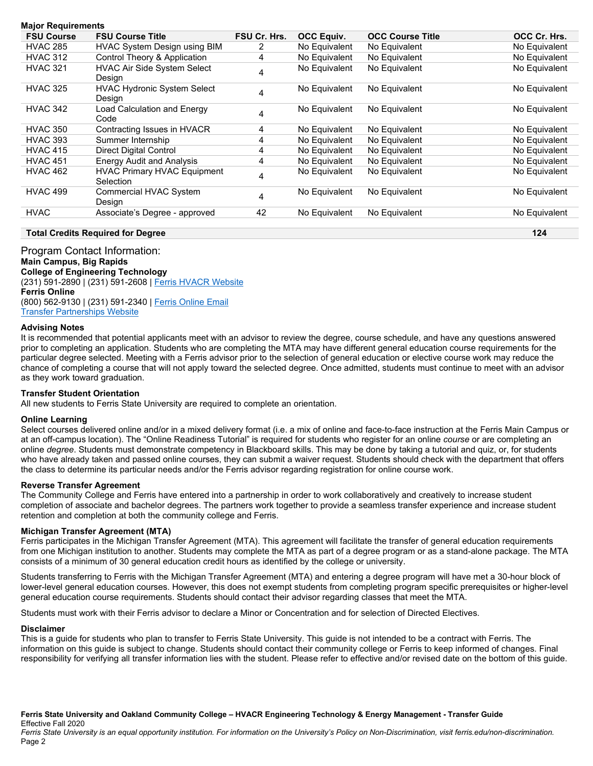**Major Requirements**

| FSU Course | FSU Course Title | FSU Cr. Hrs. | OCC Equiv. | OCC Course Title | OCC Cr. Hrs. |
|---|---|---|---|---|---|
| HVAC 285 | HVAC System Design using BIM | 2 | No Equivalent | No Equivalent | No Equivalent |
| HVAC 312 | Control Theory & Application | 4 | No Equivalent | No Equivalent | No Equivalent |
| HVAC 321 | HVAC Air Side System Select Design | 4 | No Equivalent | No Equivalent | No Equivalent |
| HVAC 325 | HVAC Hydronic System Select Design | 4 | No Equivalent | No Equivalent | No Equivalent |
| HVAC 342 | Load Calculation and Energy Code | 4 | No Equivalent | No Equivalent | No Equivalent |
| HVAC 350 | Contracting Issues in HVACR | 4 | No Equivalent | No Equivalent | No Equivalent |
| HVAC 393 | Summer Internship | 4 | No Equivalent | No Equivalent | No Equivalent |
| HVAC 415 | Direct Digital Control | 4 | No Equivalent | No Equivalent | No Equivalent |
| HVAC 451 | Energy Audit and Analysis | 4 | No Equivalent | No Equivalent | No Equivalent |
| HVAC 462 | HVAC Primary HVAC Equipment Selection | 4 | No Equivalent | No Equivalent | No Equivalent |
| HVAC 499 | Commercial HVAC System Design | 4 | No Equivalent | No Equivalent | No Equivalent |
| HVAC | Associate's Degree - approved | 42 | No Equivalent | No Equivalent | No Equivalent |
| **Total Credits Required for Degree** | | | | | **124** |

## Program Contact Information:

**Main Campus, Big Rapids**
**College of Engineering Technology**
(231) 591-2890 | (231) 591-2608 | Ferris HVACR Website
**Ferris Online**
(800) 562-9130 | (231) 591-2340 | Ferris Online Email
Transfer Partnerships Website

### Advising Notes

It is recommended that potential applicants meet with an advisor to review the degree, course schedule, and have any questions answered prior to completing an application. Students who are completing the MTA may have different general education course requirements for the particular degree selected. Meeting with a Ferris advisor prior to the selection of general education or elective course work may reduce the chance of completing a course that will not apply toward the selected degree. Once admitted, students must continue to meet with an advisor as they work toward graduation.

### Transfer Student Orientation

All new students to Ferris State University are required to complete an orientation.

### Online Learning

Select courses delivered online and/or in a mixed delivery format (i.e. a mix of online and face-to-face instruction at the Ferris Main Campus or at an off-campus location). The "Online Readiness Tutorial" is required for students who register for an online *course* or are completing an online *degree*. Students must demonstrate competency in Blackboard skills. This may be done by taking a tutorial and quiz, or, for students who have already taken and passed online courses, they can submit a waiver request. Students should check with the department that offers the class to determine its particular needs and/or the Ferris advisor regarding registration for online course work.

### Reverse Transfer Agreement

The Community College and Ferris have entered into a partnership in order to work collaboratively and creatively to increase student completion of associate and bachelor degrees. The partners work together to provide a seamless transfer experience and increase student retention and completion at both the community college and Ferris.

### Michigan Transfer Agreement (MTA)

Ferris participates in the Michigan Transfer Agreement (MTA). This agreement will facilitate the transfer of general education requirements from one Michigan institution to another. Students may complete the MTA as part of a degree program or as a stand-alone package. The MTA consists of a minimum of 30 general education credit hours as identified by the college or university.

Students transferring to Ferris with the Michigan Transfer Agreement (MTA) and entering a degree program will have met a 30-hour block of lower-level general education courses. However, this does not exempt students from completing program specific prerequisites or higher-level general education course requirements. Students should contact their advisor regarding classes that meet the MTA.

Students must work with their Ferris advisor to declare a Minor or Concentration and for selection of Directed Electives.

### Disclaimer

This is a guide for students who plan to transfer to Ferris State University. This guide is not intended to be a contract with Ferris. The information on this guide is subject to change. Students should contact their community college or Ferris to keep informed of changes. Final responsibility for verifying all transfer information lies with the student. Please refer to effective and/or revised date on the bottom of this guide.

**Ferris State University and Oakland Community College – HVACR Engineering Technology & Energy Management - Transfer Guide**
Effective Fall 2020
*Ferris State University is an equal opportunity institution. For information on the University's Policy on Non-Discrimination, visit ferris.edu/non-discrimination.*